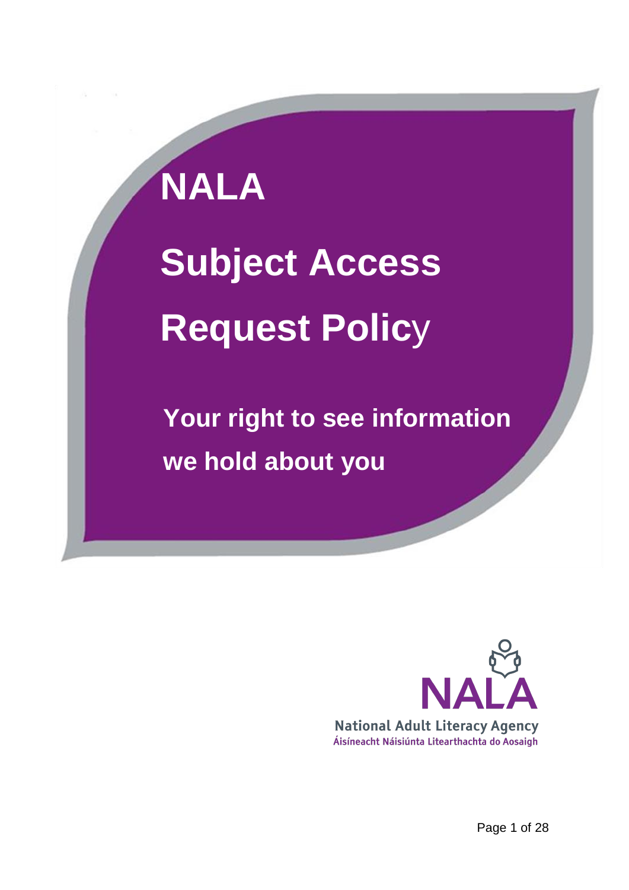# NALA

# Subject Access Request Policy

## Your right to see information we hold about you

NALA

National Adult Literacy Agency

Áisíneacht Náisiúnta Litearthachta do Aosaigh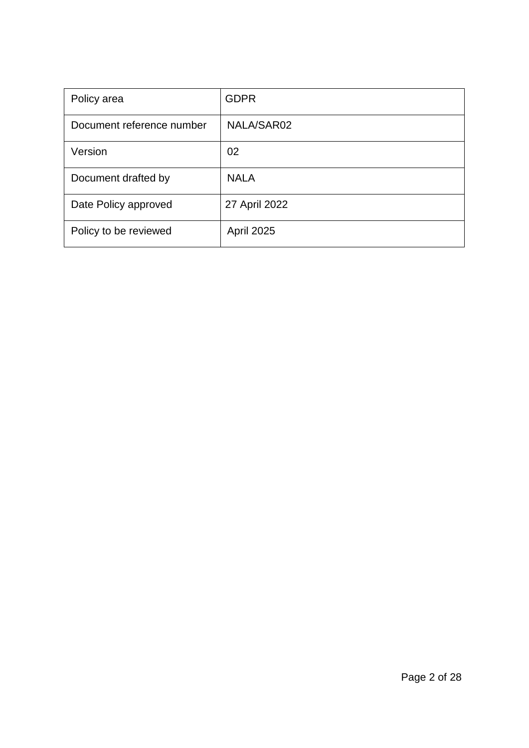| Policy area | GDPR |
| --- | --- |
| Document reference number | NALA/SAR02 |
| Version | 02 |
| Document drafted by | NALA |
| Date Policy approved | 27 April 2022 |
| Policy to be reviewed | April 2025 |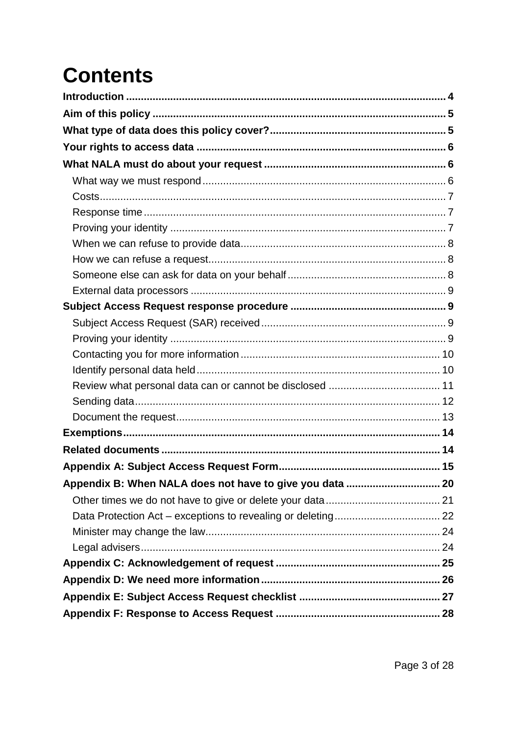# Contents

**Introduction** ........................................................................................................ 4

**Aim of this policy** ................................................................................................ 5

**What type of data does this policy cover?** ........................................................ 5

**Your rights to access data** ................................................................................. 6

**What NALA must do about your request** .......................................................... 6

- What way we must respond ................................................................................ 6
- Costs .................................................................................................................... 7
- Response time ..................................................................................................... 7
- Proving your identity ............................................................................................ 7
- When we can refuse to provide data .................................................................... 8
- How we can refuse a request ............................................................................... 8
- Someone else can ask for data on your behalf .................................................... 8
- External data processors ..................................................................................... 9

**Subject Access Request response procedure** .................................................. 9

- Subject Access Request (SAR) received ............................................................. 9
- Proving your identity ............................................................................................ 9
- Contacting you for more information .................................................................. 10
- Identify personal data held ................................................................................. 10
- Review what personal data can or cannot be disclosed .................................... 11
- Sending data ...................................................................................................... 12
- Document the request ........................................................................................ 13

**Exemptions** ......................................................................................................... 14

**Related documents** ............................................................................................ 14

**Appendix A: Subject Access Request Form** ..................................................... 15

**Appendix B: When NALA does not have to give you data** ............................... 20

- Other times we do not have to give or delete your data ..................................... 21
- Data Protection Act – exceptions to revealing or deleting ................................... 22
- Minister may change the law .............................................................................. 24
- Legal advisers .................................................................................................... 24

**Appendix C: Acknowledgement of request** ...................................................... 25

**Appendix D: We need more information** .......................................................... 26

**Appendix E: Subject Access Request checklist** .............................................. 27

**Appendix F: Response to Access Request** ...................................................... 28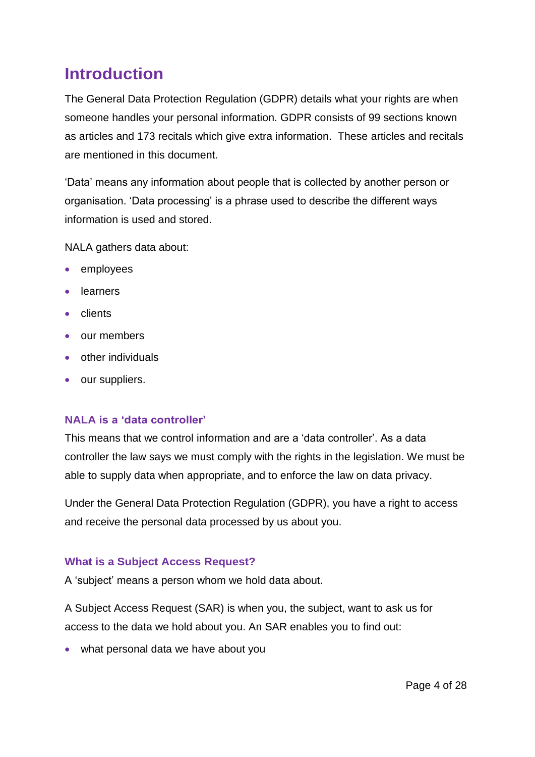# Introduction

The General Data Protection Regulation (GDPR) details what your rights are when someone handles your personal information. GDPR consists of 99 sections known as articles and 173 recitals which give extra information. These articles and recitals are mentioned in this document.

'Data' means any information about people that is collected by another person or organisation. 'Data processing' is a phrase used to describe the different ways information is used and stored.

NALA gathers data about:

- employees
- learners
- clients
- our members
- other individuals
- our suppliers.

### NALA is a 'data controller'

This means that we control information and are a 'data controller'. As a data controller the law says we must comply with the rights in the legislation. We must be able to supply data when appropriate, and to enforce the law on data privacy.

Under the General Data Protection Regulation (GDPR), you have a right to access and receive the personal data processed by us about you.

### What is a Subject Access Request?

A 'subject' means a person whom we hold data about.

A Subject Access Request (SAR) is when you, the subject, want to ask us for access to the data we hold about you. An SAR enables you to find out:

- what personal data we have about you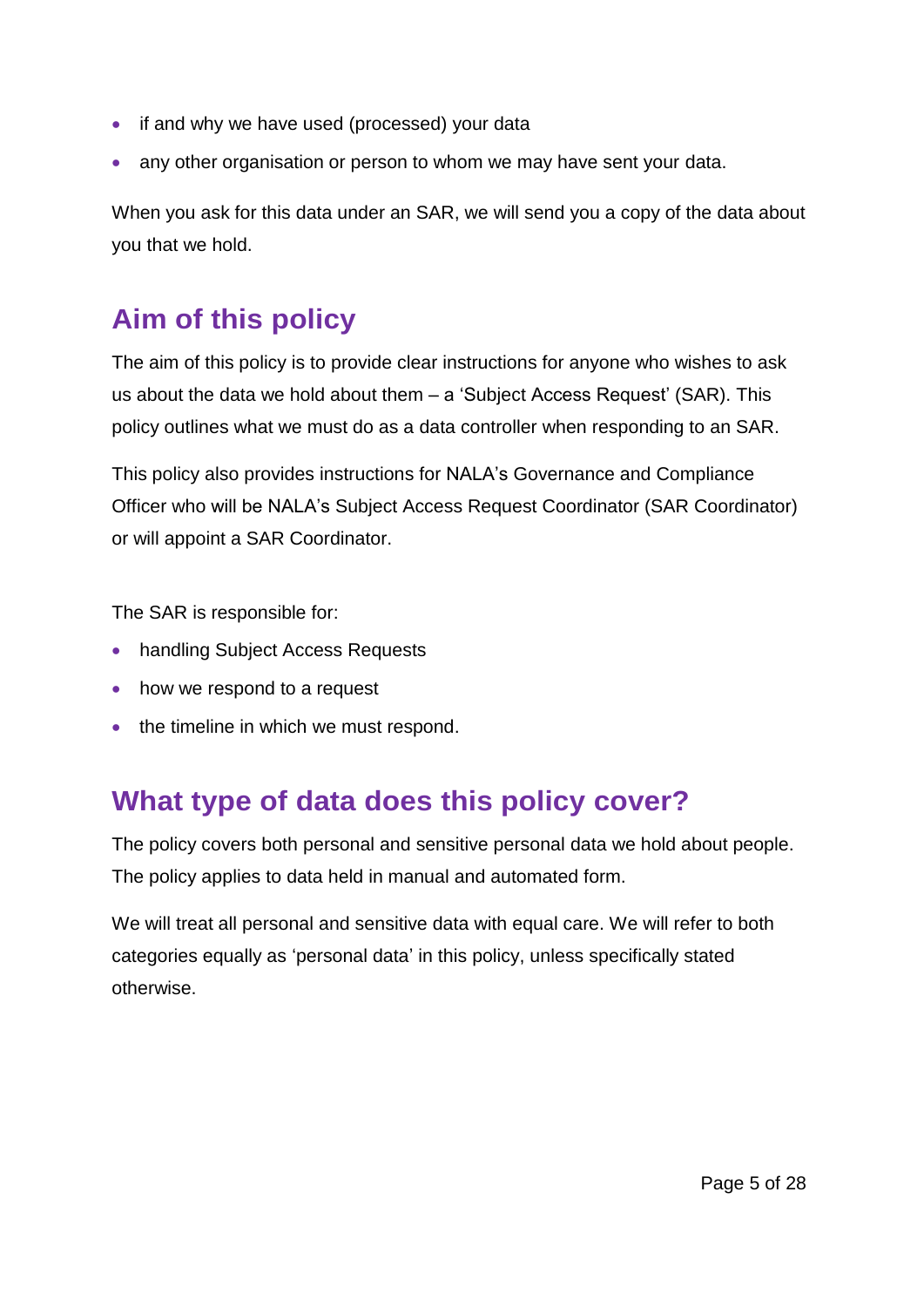- if and why we have used (processed) your data
- any other organisation or person to whom we may have sent your data.

When you ask for this data under an SAR, we will send you a copy of the data about you that we hold.

## Aim of this policy

The aim of this policy is to provide clear instructions for anyone who wishes to ask us about the data we hold about them – a 'Subject Access Request' (SAR). This policy outlines what we must do as a data controller when responding to an SAR.

This policy also provides instructions for NALA's Governance and Compliance Officer who will be NALA's Subject Access Request Coordinator (SAR Coordinator) or will appoint a SAR Coordinator.

The SAR is responsible for:

- handling Subject Access Requests
- how we respond to a request
- the timeline in which we must respond.

## What type of data does this policy cover?

The policy covers both personal and sensitive personal data we hold about people. The policy applies to data held in manual and automated form.

We will treat all personal and sensitive data with equal care. We will refer to both categories equally as 'personal data' in this policy, unless specifically stated otherwise.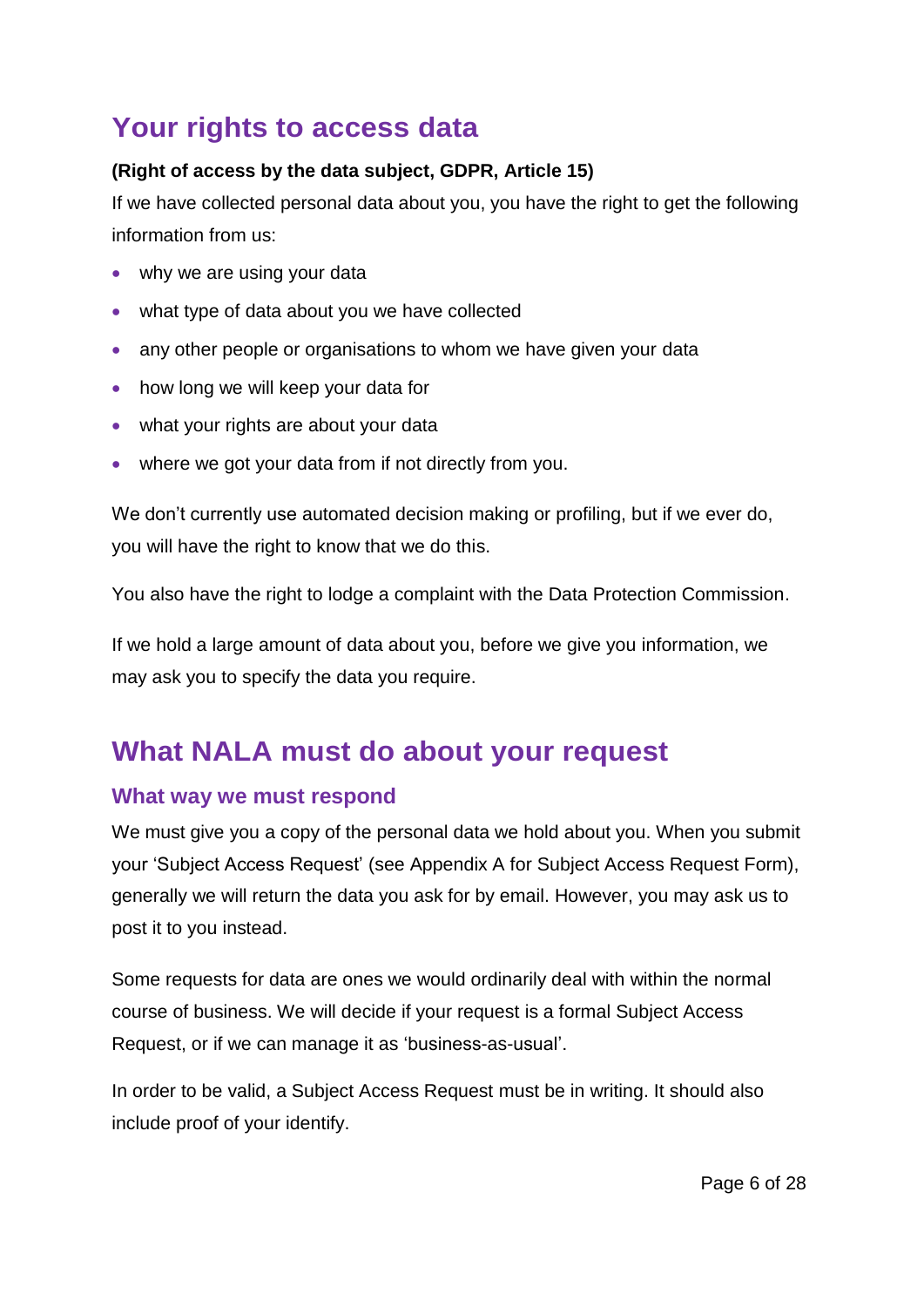## Your rights to access data

**(Right of access by the data subject, GDPR, Article 15)**

If we have collected personal data about you, you have the right to get the following information from us:

- why we are using your data
- what type of data about you we have collected
- any other people or organisations to whom we have given your data
- how long we will keep your data for
- what your rights are about your data
- where we got your data from if not directly from you.

We don't currently use automated decision making or profiling, but if we ever do, you will have the right to know that we do this.

You also have the right to lodge a complaint with the Data Protection Commission.

If we hold a large amount of data about you, before we give you information, we may ask you to specify the data you require.

## What NALA must do about your request

### What way we must respond

We must give you a copy of the personal data we hold about you. When you submit your 'Subject Access Request' (see Appendix A for Subject Access Request Form), generally we will return the data you ask for by email. However, you may ask us to post it to you instead.

Some requests for data are ones we would ordinarily deal with within the normal course of business. We will decide if your request is a formal Subject Access Request, or if we can manage it as 'business-as-usual'.

In order to be valid, a Subject Access Request must be in writing. It should also include proof of your identify.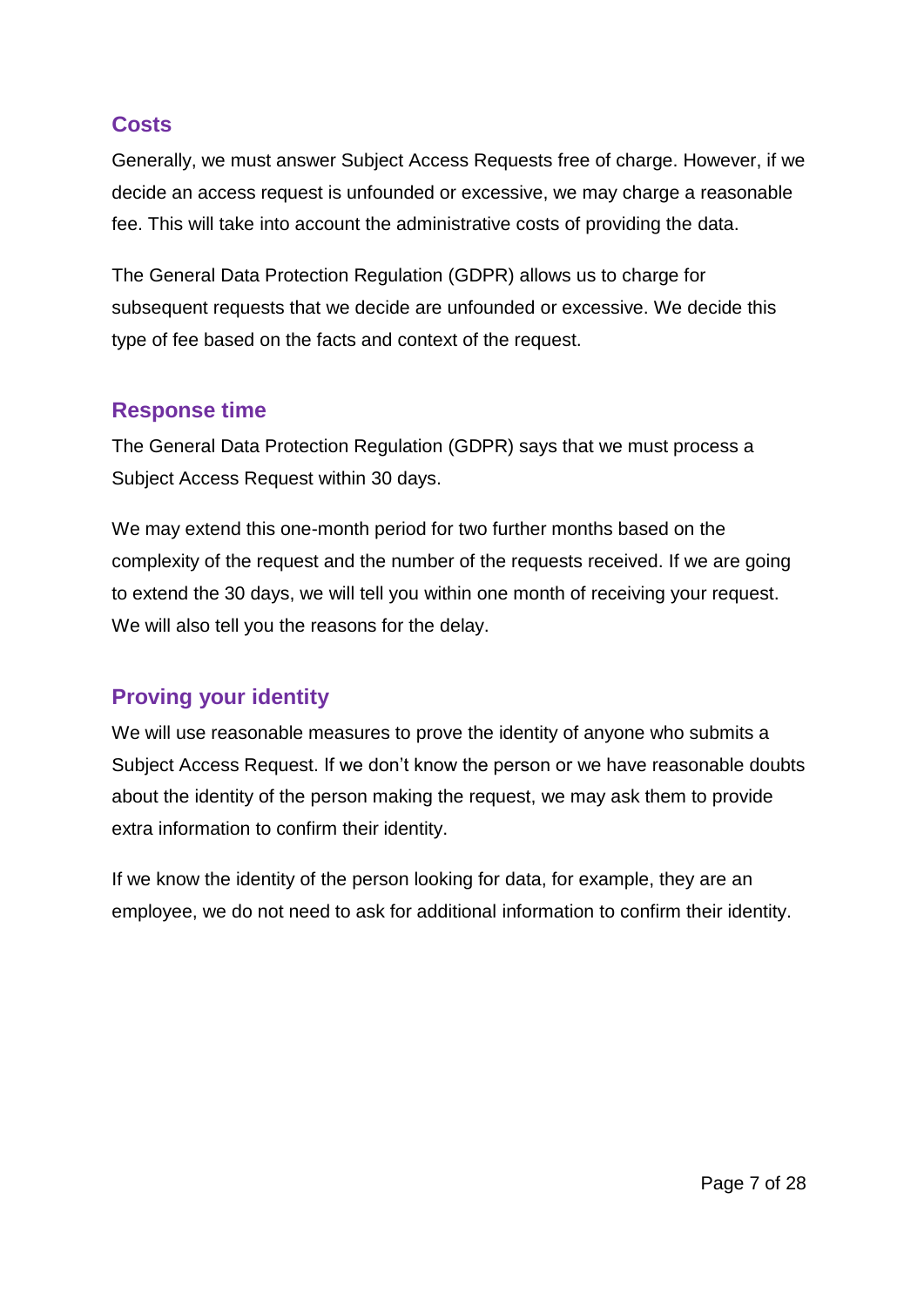## Costs

Generally, we must answer Subject Access Requests free of charge. However, if we decide an access request is unfounded or excessive, we may charge a reasonable fee. This will take into account the administrative costs of providing the data.

The General Data Protection Regulation (GDPR) allows us to charge for subsequent requests that we decide are unfounded or excessive. We decide this type of fee based on the facts and context of the request.

## Response time

The General Data Protection Regulation (GDPR) says that we must process a Subject Access Request within 30 days.

We may extend this one-month period for two further months based on the complexity of the request and the number of the requests received. If we are going to extend the 30 days, we will tell you within one month of receiving your request. We will also tell you the reasons for the delay.

## Proving your identity

We will use reasonable measures to prove the identity of anyone who submits a Subject Access Request. If we don't know the person or we have reasonable doubts about the identity of the person making the request, we may ask them to provide extra information to confirm their identity.

If we know the identity of the person looking for data, for example, they are an employee, we do not need to ask for additional information to confirm their identity.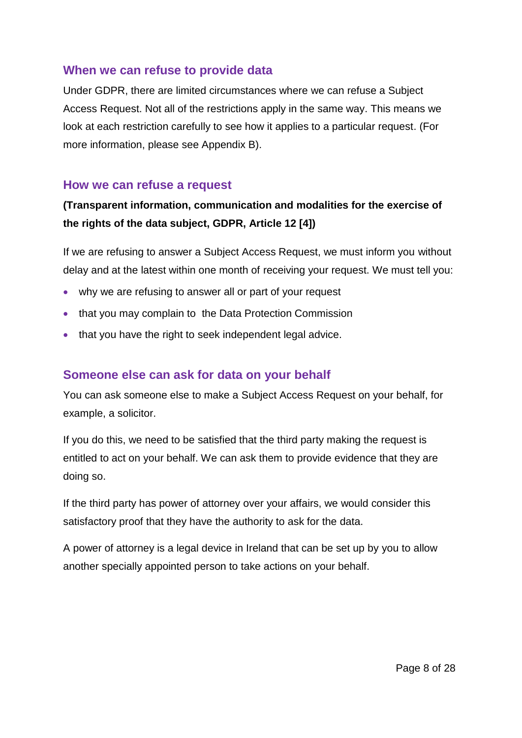## When we can refuse to provide data

Under GDPR, there are limited circumstances where we can refuse a Subject Access Request. Not all of the restrictions apply in the same way. This means we look at each restriction carefully to see how it applies to a particular request. (For more information, please see Appendix B).

## How we can refuse a request

**(Transparent information, communication and modalities for the exercise of the rights of the data subject, GDPR, Article 12 [4])**

If we are refusing to answer a Subject Access Request, we must inform you without delay and at the latest within one month of receiving your request. We must tell you:

- why we are refusing to answer all or part of your request
- that you may complain to the Data Protection Commission
- that you have the right to seek independent legal advice.

## Someone else can ask for data on your behalf

You can ask someone else to make a Subject Access Request on your behalf, for example, a solicitor.

If you do this, we need to be satisfied that the third party making the request is entitled to act on your behalf. We can ask them to provide evidence that they are doing so.

If the third party has power of attorney over your affairs, we would consider this satisfactory proof that they have the authority to ask for the data.

A power of attorney is a legal device in Ireland that can be set up by you to allow another specially appointed person to take actions on your behalf.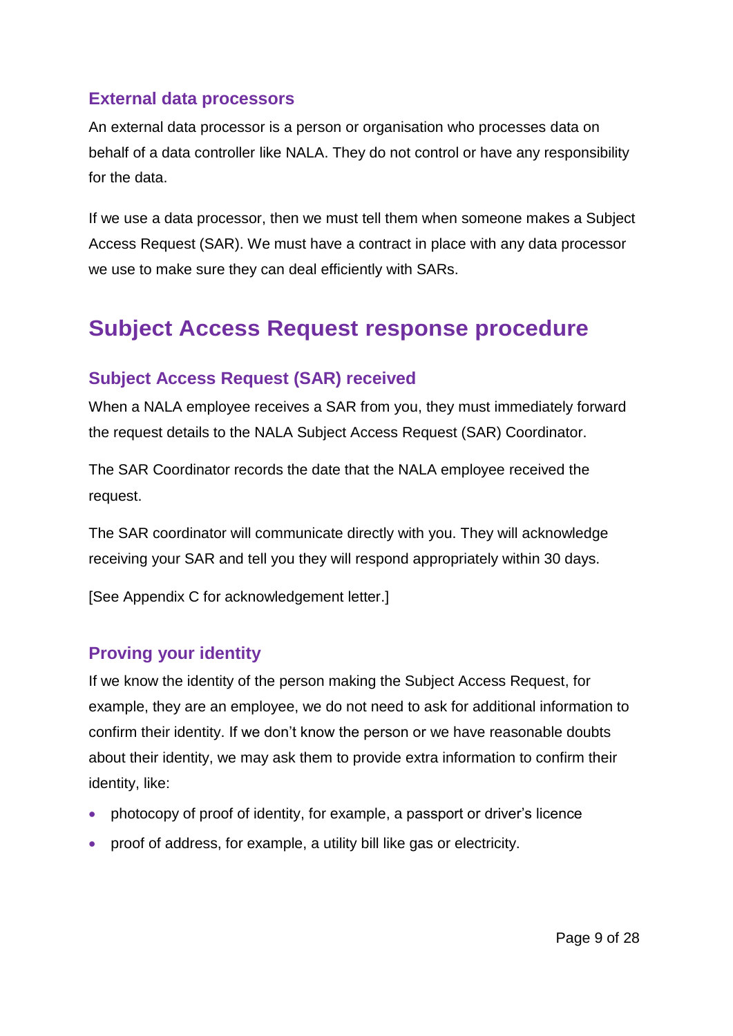### External data processors

An external data processor is a person or organisation who processes data on behalf of a data controller like NALA. They do not control or have any responsibility for the data.

If we use a data processor, then we must tell them when someone makes a Subject Access Request (SAR). We must have a contract in place with any data processor we use to make sure they can deal efficiently with SARs.

## Subject Access Request response procedure

### Subject Access Request (SAR) received

When a NALA employee receives a SAR from you, they must immediately forward the request details to the NALA Subject Access Request (SAR) Coordinator.

The SAR Coordinator records the date that the NALA employee received the request.

The SAR coordinator will communicate directly with you. They will acknowledge receiving your SAR and tell you they will respond appropriately within 30 days.

[See Appendix C for acknowledgement letter.]

### Proving your identity

If we know the identity of the person making the Subject Access Request, for example, they are an employee, we do not need to ask for additional information to confirm their identity. If we don't know the person or we have reasonable doubts about their identity, we may ask them to provide extra information to confirm their identity, like:

- photocopy of proof of identity, for example, a passport or driver's licence
- proof of address, for example, a utility bill like gas or electricity.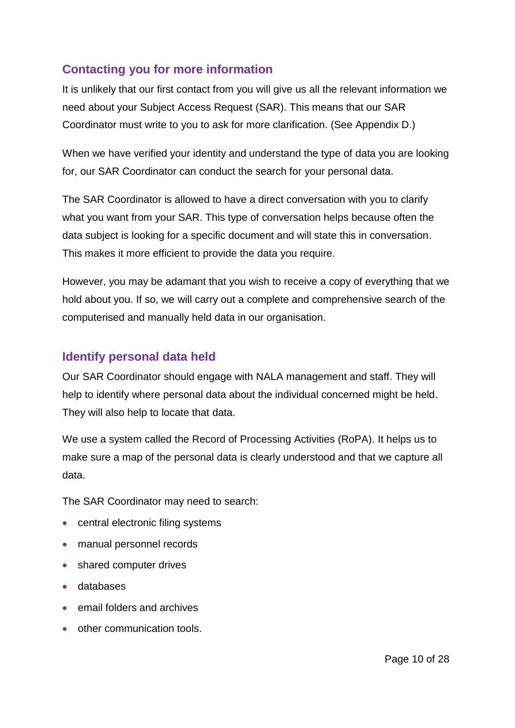## Contacting you for more information

It is unlikely that our first contact from you will give us all the relevant information we need about your Subject Access Request (SAR). This means that our SAR Coordinator must write to you to ask for more clarification. (See Appendix D.)

When we have verified your identity and understand the type of data you are looking for, our SAR Coordinator can conduct the search for your personal data.

The SAR Coordinator is allowed to have a direct conversation with you to clarify what you want from your SAR. This type of conversation helps because often the data subject is looking for a specific document and will state this in conversation. This makes it more efficient to provide the data you require.

However, you may be adamant that you wish to receive a copy of everything that we hold about you. If so, we will carry out a complete and comprehensive search of the computerised and manually held data in our organisation.

## Identify personal data held

Our SAR Coordinator should engage with NALA management and staff. They will help to identify where personal data about the individual concerned might be held. They will also help to locate that data.

We use a system called the Record of Processing Activities (RoPA). It helps us to make sure a map of the personal data is clearly understood and that we capture all data.

The SAR Coordinator may need to search:

- central electronic filing systems
- manual personnel records
- shared computer drives
- databases
- email folders and archives
- other communication tools.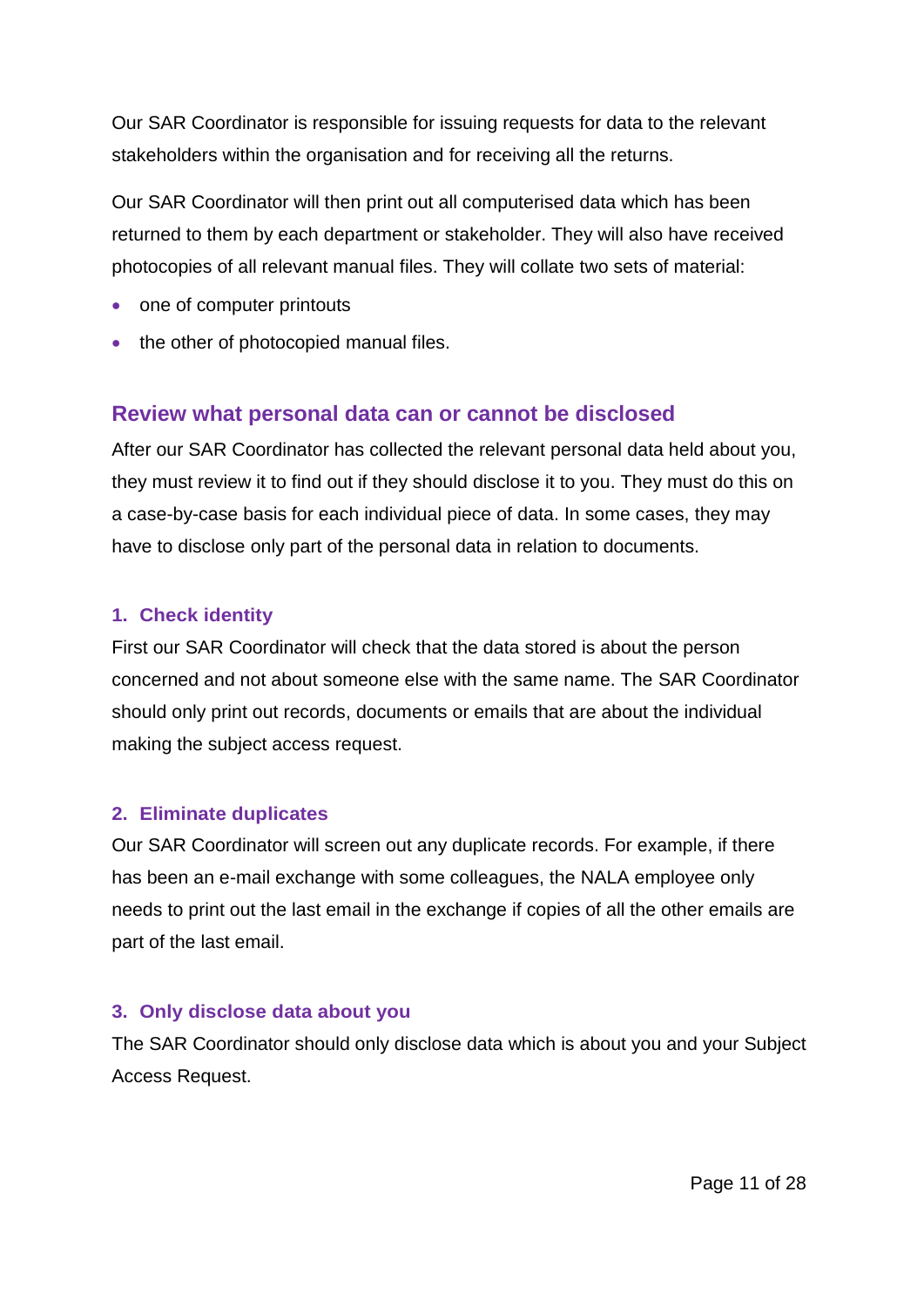Our SAR Coordinator is responsible for issuing requests for data to the relevant stakeholders within the organisation and for receiving all the returns.

Our SAR Coordinator will then print out all computerised data which has been returned to them by each department or stakeholder. They will also have received photocopies of all relevant manual files. They will collate two sets of material:

- one of computer printouts
- the other of photocopied manual files.

## Review what personal data can or cannot be disclosed

After our SAR Coordinator has collected the relevant personal data held about you, they must review it to find out if they should disclose it to you. They must do this on a case-by-case basis for each individual piece of data. In some cases, they may have to disclose only part of the personal data in relation to documents.

### 1. Check identity

First our SAR Coordinator will check that the data stored is about the person concerned and not about someone else with the same name. The SAR Coordinator should only print out records, documents or emails that are about the individual making the subject access request.

### 2. Eliminate duplicates

Our SAR Coordinator will screen out any duplicate records. For example, if there has been an e-mail exchange with some colleagues, the NALA employee only needs to print out the last email in the exchange if copies of all the other emails are part of the last email.

### 3. Only disclose data about you

The SAR Coordinator should only disclose data which is about you and your Subject Access Request.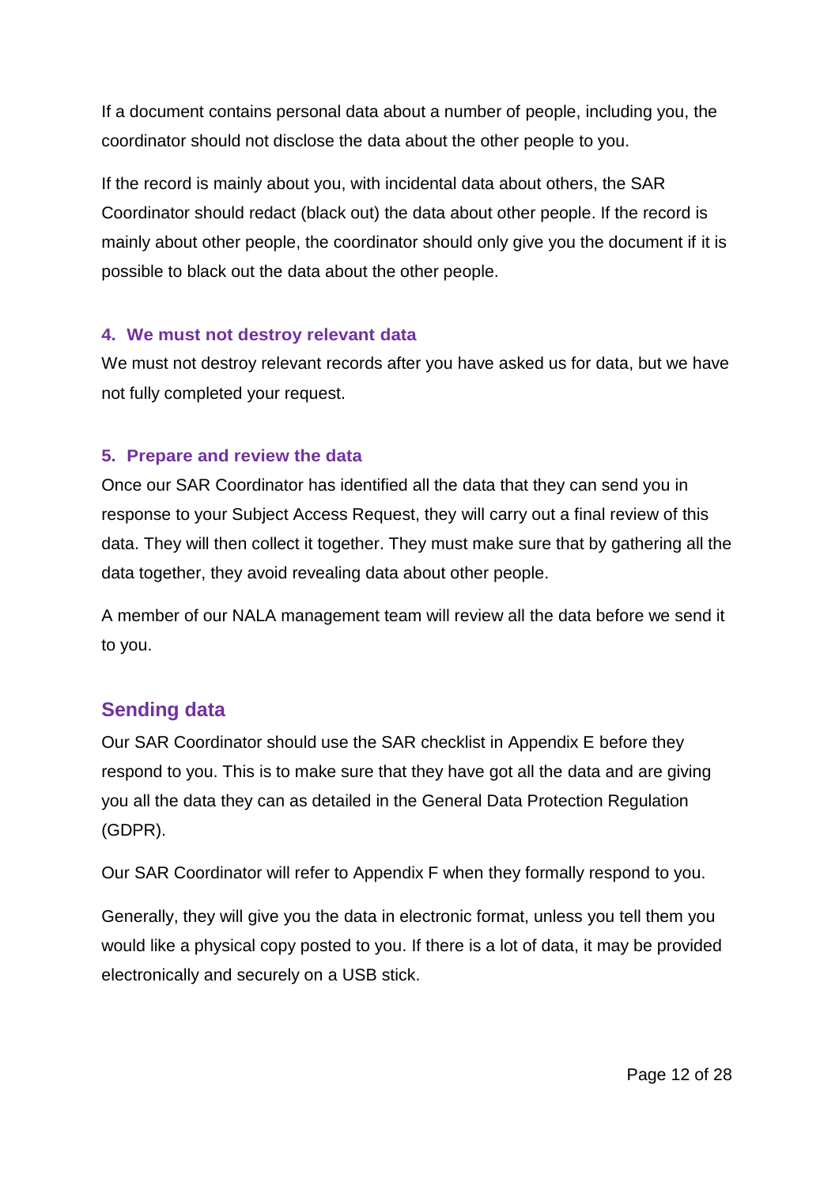If a document contains personal data about a number of people, including you, the coordinator should not disclose the data about the other people to you.

If the record is mainly about you, with incidental data about others, the SAR Coordinator should redact (black out) the data about other people. If the record is mainly about other people, the coordinator should only give you the document if it is possible to black out the data about the other people.

#### 4. We must not destroy relevant data

We must not destroy relevant records after you have asked us for data, but we have not fully completed your request.

#### 5. Prepare and review the data

Once our SAR Coordinator has identified all the data that they can send you in response to your Subject Access Request, they will carry out a final review of this data. They will then collect it together. They must make sure that by gathering all the data together, they avoid revealing data about other people.

A member of our NALA management team will review all the data before we send it to you.

### Sending data

Our SAR Coordinator should use the SAR checklist in Appendix E before they respond to you. This is to make sure that they have got all the data and are giving you all the data they can as detailed in the General Data Protection Regulation (GDPR).

Our SAR Coordinator will refer to Appendix F when they formally respond to you.

Generally, they will give you the data in electronic format, unless you tell them you would like a physical copy posted to you. If there is a lot of data, it may be provided electronically and securely on a USB stick.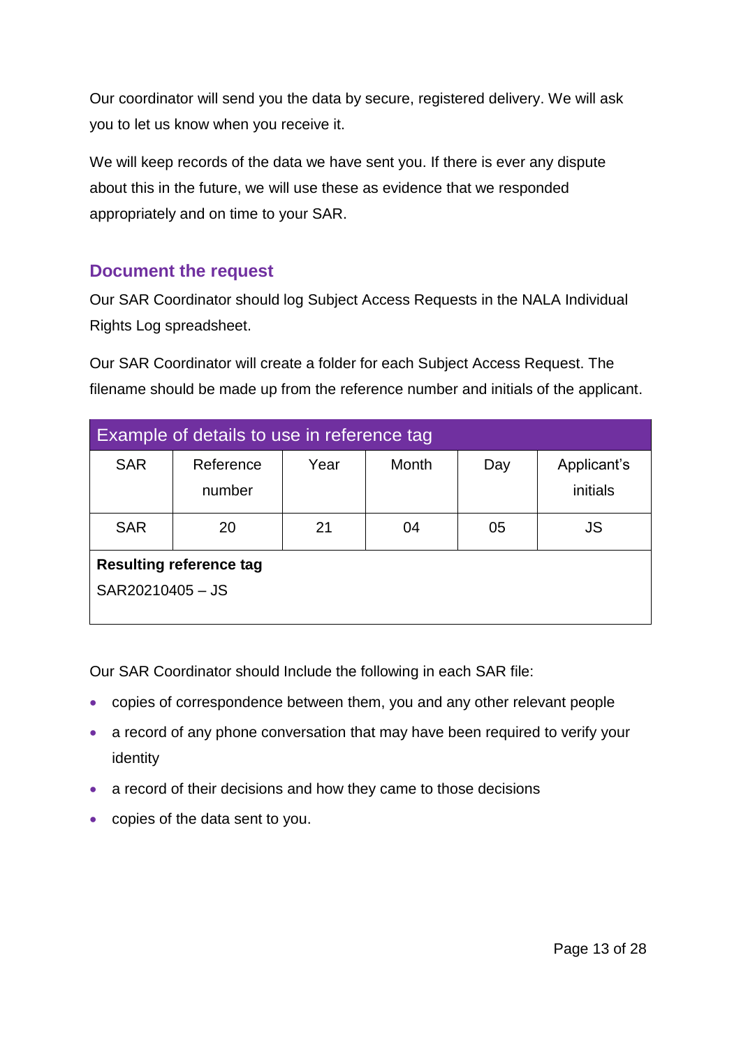Our coordinator will send you the data by secure, registered delivery. We will ask you to let us know when you receive it.

We will keep records of the data we have sent you. If there is ever any dispute about this in the future, we will use these as evidence that we responded appropriately and on time to your SAR.

## Document the request

Our SAR Coordinator should log Subject Access Requests in the NALA Individual Rights Log spreadsheet.

Our SAR Coordinator will create a folder for each Subject Access Request. The filename should be made up from the reference number and initials of the applicant.

| Example of details to use in reference tag | | | | | |
|---|---|---|---|---|---|
| SAR | Reference number | Year | Month | Day | Applicant's initials |
| SAR | 20 | 21 | 04 | 05 | JS |
| **Resulting reference tag** SAR20210405 – JS | | | | | |

Our SAR Coordinator should Include the following in each SAR file:

- copies of correspondence between them, you and any other relevant people
- a record of any phone conversation that may have been required to verify your identity
- a record of their decisions and how they came to those decisions
- copies of the data sent to you.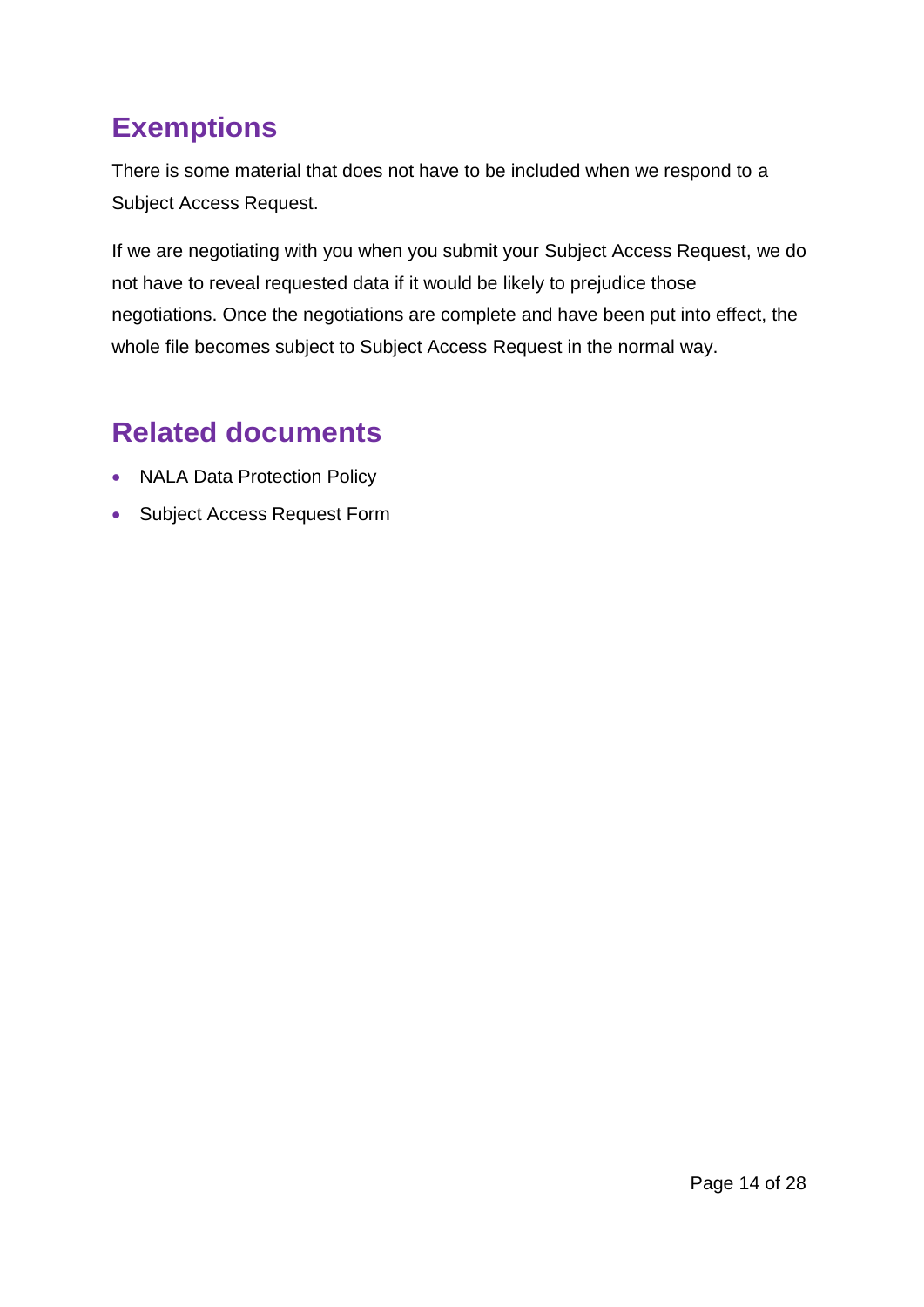## Exemptions

There is some material that does not have to be included when we respond to a Subject Access Request.

If we are negotiating with you when you submit your Subject Access Request, we do not have to reveal requested data if it would be likely to prejudice those negotiations. Once the negotiations are complete and have been put into effect, the whole file becomes subject to Subject Access Request in the normal way.

## Related documents

- NALA Data Protection Policy
- Subject Access Request Form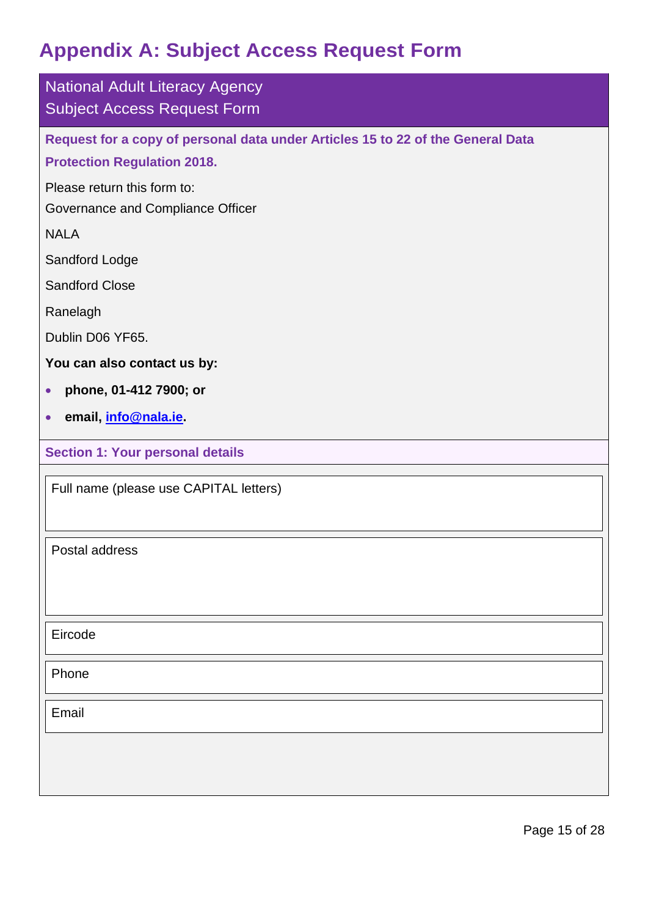# Appendix A: Subject Access Request Form

National Adult Literacy Agency

Subject Access Request Form

**Request for a copy of personal data under Articles 15 to 22 of the General Data Protection Regulation 2018.**

Please return this form to:

Governance and Compliance Officer

NALA

Sandford Lodge

Sandford Close

Ranelagh

Dublin D06 YF65.

**You can also contact us by:**

- **phone, 01-412 7900; or**
- **email, info@nala.ie.**

**Section 1: Your personal details**

| Full name (please use CAPITAL letters) |
|---|
| |

| Postal address |
|---|
| |

| Eircode |
|---|

| Phone |
|---|

| Email |
|---|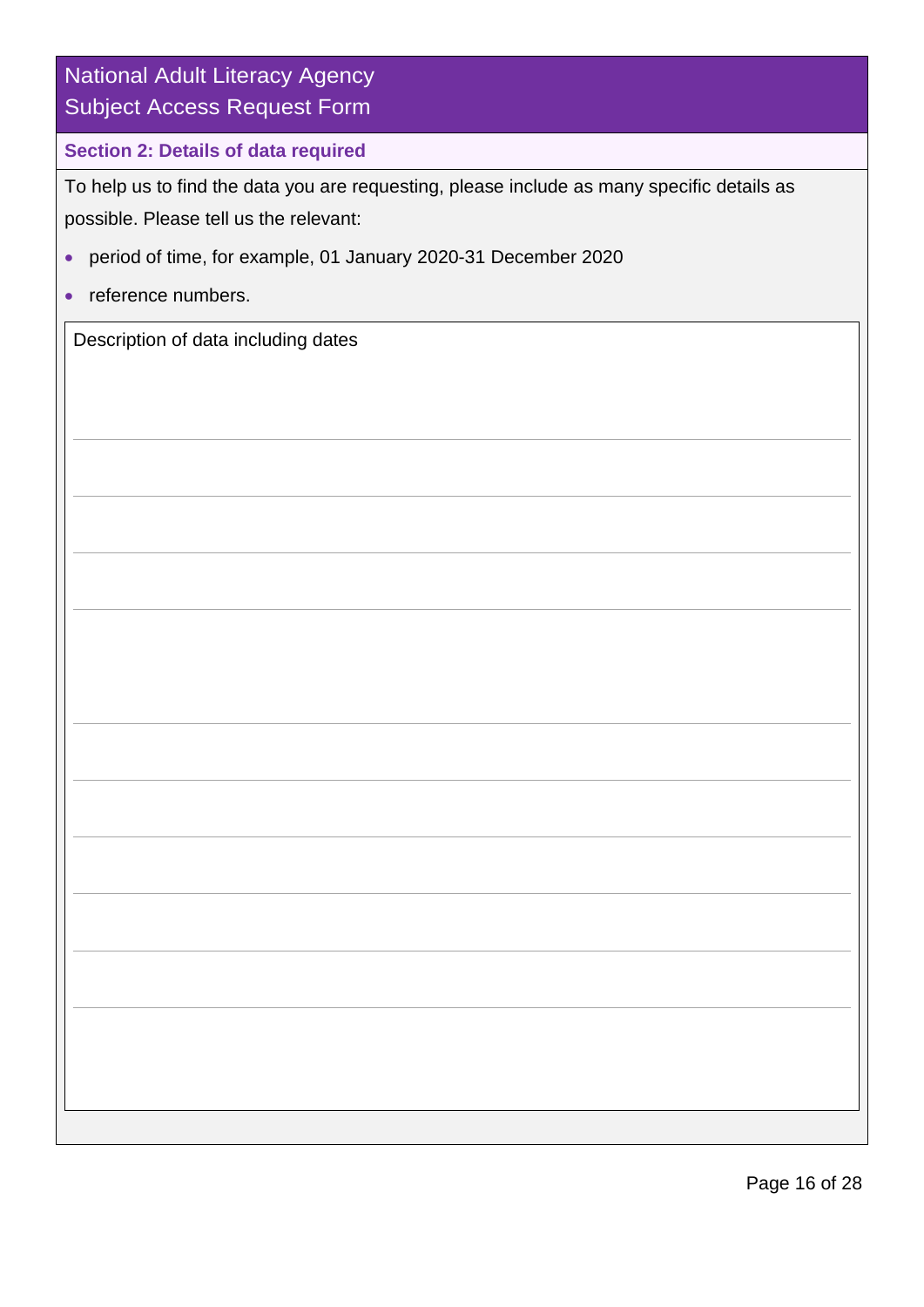# National Adult Literacy Agency
# Subject Access Request Form

## Section 2: Details of data required

To help us to find the data you are requesting, please include as many specific details as possible. Please tell us the relevant:

- period of time, for example, 01 January 2020-31 December 2020
- reference numbers.

Description of data including dates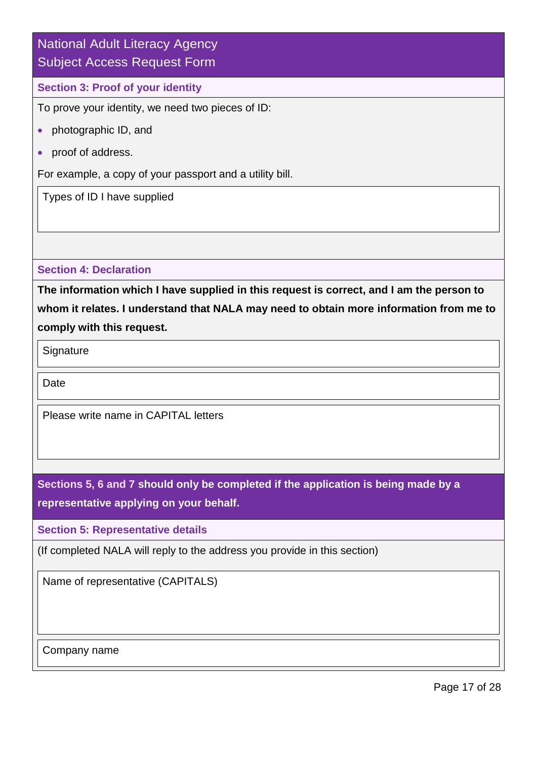National Adult Literacy Agency
Subject Access Request Form

### Section 3: Proof of your identity

To prove your identity, we need two pieces of ID:

- photographic ID, and
- proof of address.

For example, a copy of your passport and a utility bill.

| Types of ID I have supplied |
| --- |
| |

### Section 4: Declaration

**The information which I have supplied in this request is correct, and I am the person to whom it relates. I understand that NALA may need to obtain more information from me to comply with this request.**

| Signature |
| --- |
| |

| Date |
| --- |
| |

| Please write name in CAPITAL letters |
| --- |
| |

**Sections 5, 6 and 7 should only be completed if the application is being made by a representative applying on your behalf.**

### Section 5: Representative details

(If completed NALA will reply to the address you provide in this section)

| Name of representative (CAPITALS) |
| --- |
| |

| Company name |
| --- |
| |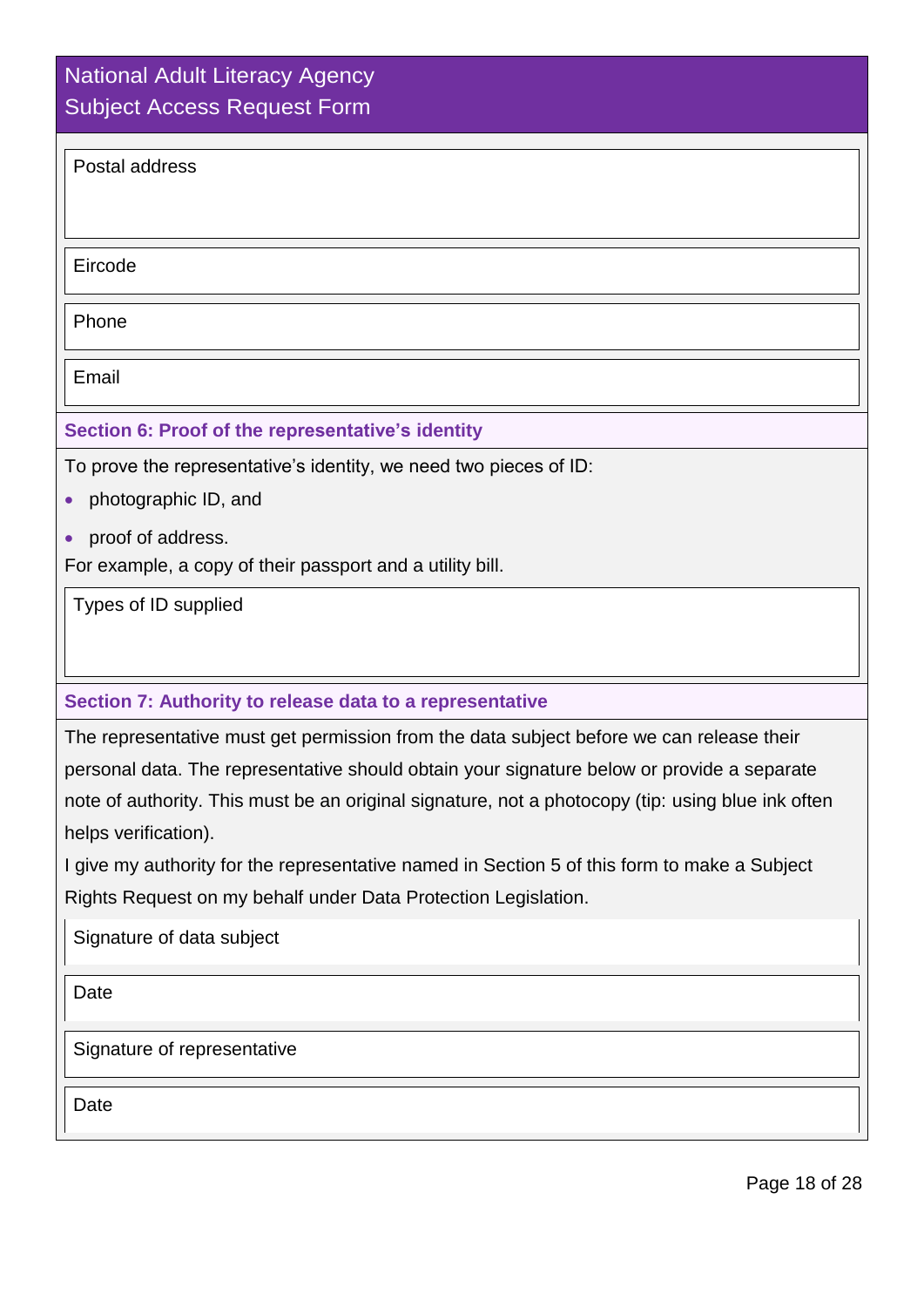National Adult Literacy Agency
Subject Access Request Form

Postal address

Eircode

Phone

Email

### Section 6: Proof of the representative's identity

To prove the representative's identity, we need two pieces of ID:

- photographic ID, and
- proof of address.

For example, a copy of their passport and a utility bill.

Types of ID supplied

### Section 7: Authority to release data to a representative

The representative must get permission from the data subject before we can release their personal data. The representative should obtain your signature below or provide a separate note of authority. This must be an original signature, not a photocopy (tip: using blue ink often helps verification).

I give my authority for the representative named in Section 5 of this form to make a Subject Rights Request on my behalf under Data Protection Legislation.

Signature of data subject

Date

Signature of representative

Date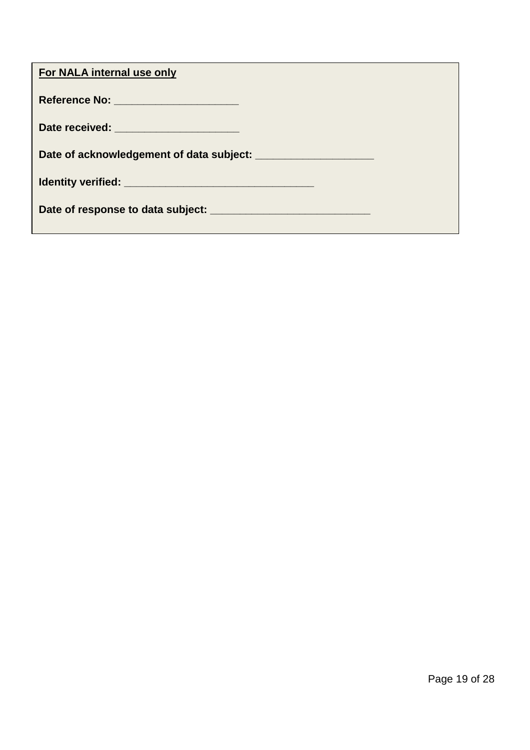**<u>For NALA internal use only</u>**

**Reference No:** ____________________

**Date received:** ____________________

**Date of acknowledgement of data subject:** ___________________

**Identity verified:** _______________________________

**Date of response to data subject:** __________________________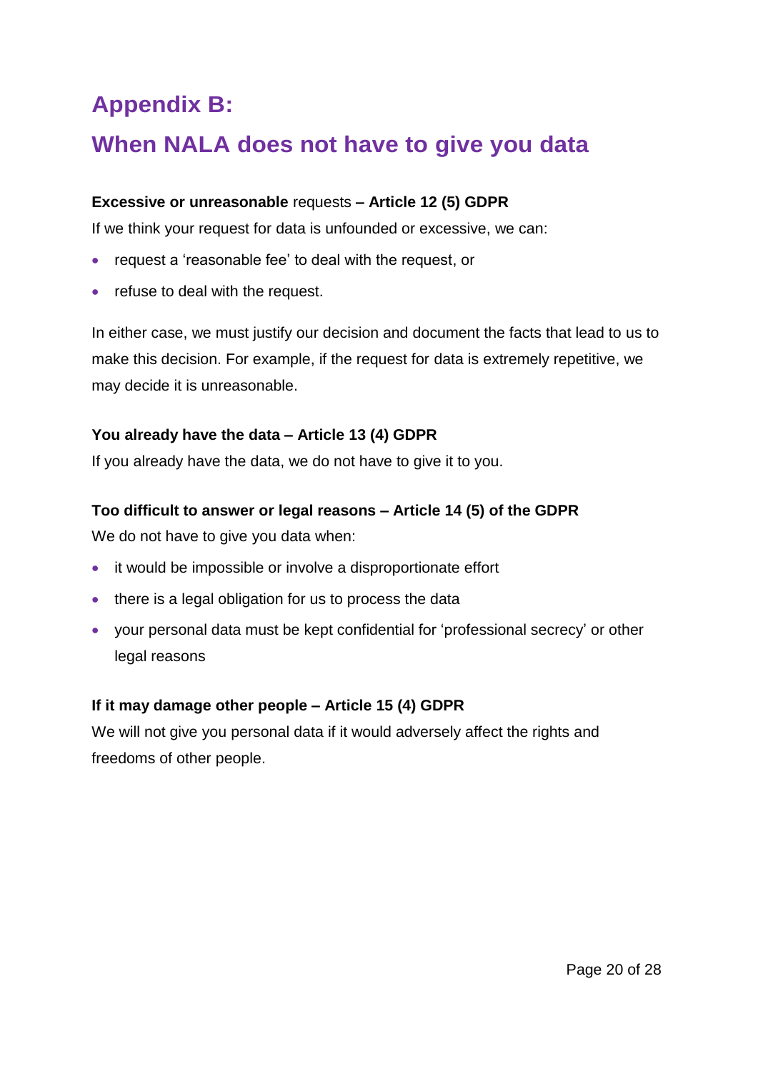# Appendix B:

# When NALA does not have to give you data

**Excessive or unreasonable** requests **– Article 12 (5) GDPR**

If we think your request for data is unfounded or excessive, we can:

- request a 'reasonable fee' to deal with the request, or
- refuse to deal with the request.

In either case, we must justify our decision and document the facts that lead to us to make this decision. For example, if the request for data is extremely repetitive, we may decide it is unreasonable.

**You already have the data – Article 13 (4) GDPR**

If you already have the data, we do not have to give it to you.

**Too difficult to answer or legal reasons – Article 14 (5) of the GDPR**

We do not have to give you data when:

- it would be impossible or involve a disproportionate effort
- there is a legal obligation for us to process the data
- your personal data must be kept confidential for 'professional secrecy' or other legal reasons

**If it may damage other people – Article 15 (4) GDPR**

We will not give you personal data if it would adversely affect the rights and freedoms of other people.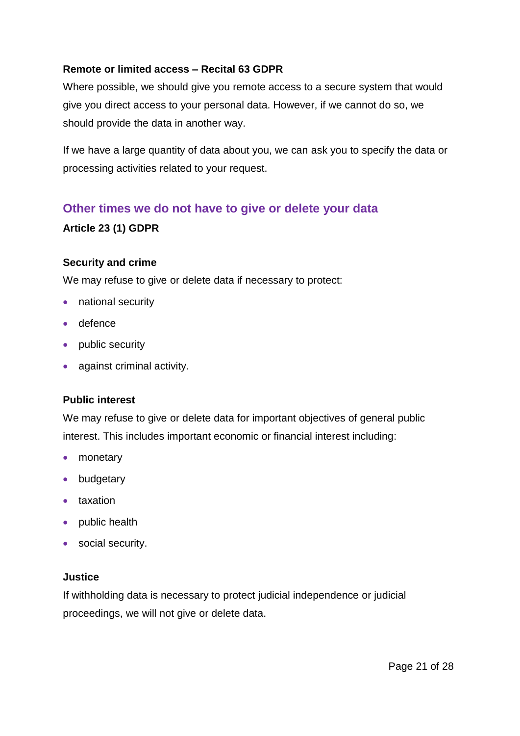#### Remote or limited access – Recital 63 GDPR

Where possible, we should give you remote access to a secure system that would give you direct access to your personal data. However, if we cannot do so, we should provide the data in another way.

If we have a large quantity of data about you, we can ask you to specify the data or processing activities related to your request.

## Other times we do not have to give or delete your data

**Article 23 (1) GDPR**

#### Security and crime

We may refuse to give or delete data if necessary to protect:

- national security
- defence
- public security
- against criminal activity.

#### Public interest

We may refuse to give or delete data for important objectives of general public interest. This includes important economic or financial interest including:

- monetary
- budgetary
- taxation
- public health
- social security.

#### Justice

If withholding data is necessary to protect judicial independence or judicial proceedings, we will not give or delete data.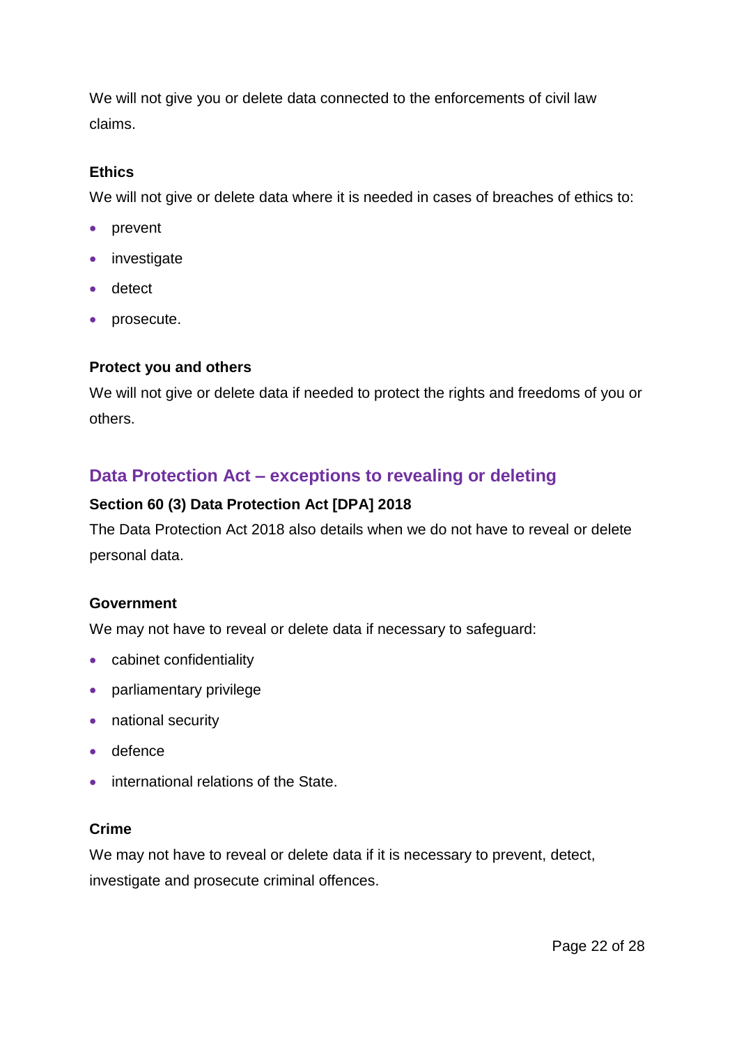We will not give you or delete data connected to the enforcements of civil law claims.

**Ethics**

We will not give or delete data where it is needed in cases of breaches of ethics to:

- prevent
- investigate
- detect
- prosecute.

**Protect you and others**

We will not give or delete data if needed to protect the rights and freedoms of you or others.

## Data Protection Act – exceptions to revealing or deleting

**Section 60 (3) Data Protection Act [DPA] 2018**

The Data Protection Act 2018 also details when we do not have to reveal or delete personal data.

**Government**

We may not have to reveal or delete data if necessary to safeguard:

- cabinet confidentiality
- parliamentary privilege
- national security
- defence
- international relations of the State.

**Crime**

We may not have to reveal or delete data if it is necessary to prevent, detect, investigate and prosecute criminal offences.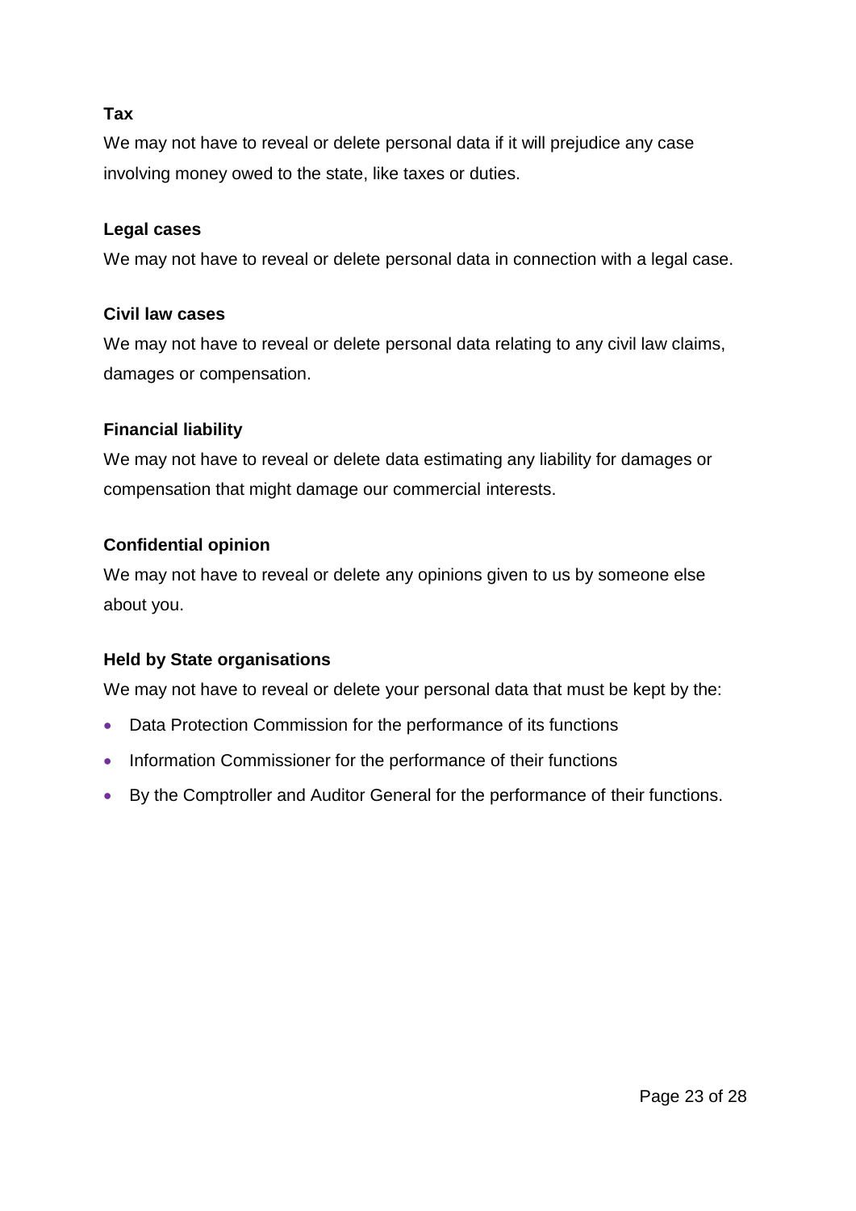**Tax**

We may not have to reveal or delete personal data if it will prejudice any case involving money owed to the state, like taxes or duties.

**Legal cases**

We may not have to reveal or delete personal data in connection with a legal case.

**Civil law cases**

We may not have to reveal or delete personal data relating to any civil law claims, damages or compensation.

**Financial liability**

We may not have to reveal or delete data estimating any liability for damages or compensation that might damage our commercial interests.

**Confidential opinion**

We may not have to reveal or delete any opinions given to us by someone else about you.

**Held by State organisations**

We may not have to reveal or delete your personal data that must be kept by the:

- Data Protection Commission for the performance of its functions
- Information Commissioner for the performance of their functions
- By the Comptroller and Auditor General for the performance of their functions.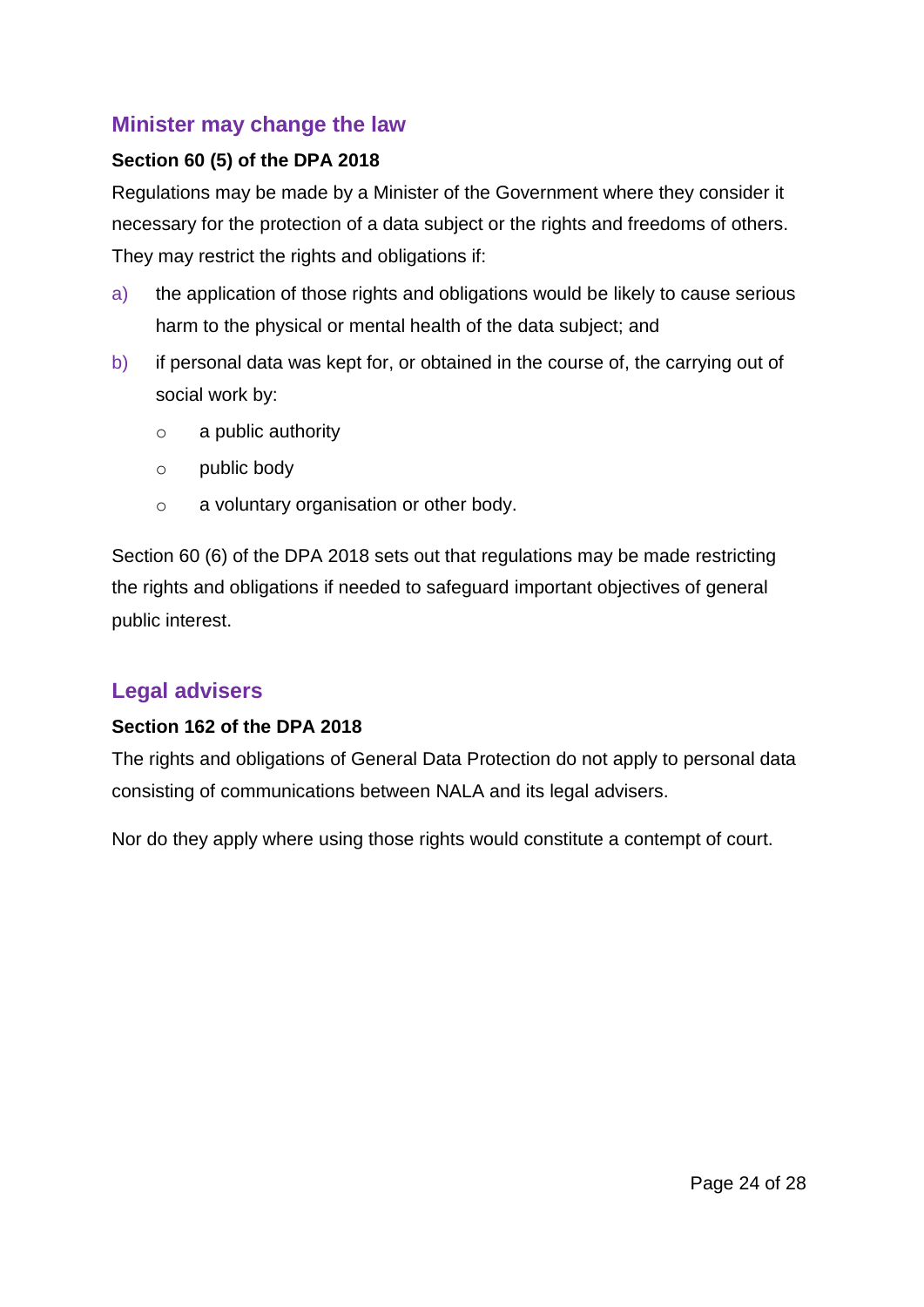## Minister may change the law

**Section 60 (5) of the DPA 2018**

Regulations may be made by a Minister of the Government where they consider it necessary for the protection of a data subject or the rights and freedoms of others. They may restrict the rights and obligations if:

a) the application of those rights and obligations would be likely to cause serious harm to the physical or mental health of the data subject; and

b) if personal data was kept for, or obtained in the course of, the carrying out of social work by:

   - a public authority
   - public body
   - a voluntary organisation or other body.

Section 60 (6) of the DPA 2018 sets out that regulations may be made restricting the rights and obligations if needed to safeguard important objectives of general public interest.

## Legal advisers

**Section 162 of the DPA 2018**

The rights and obligations of General Data Protection do not apply to personal data consisting of communications between NALA and its legal advisers.

Nor do they apply where using those rights would constitute a contempt of court.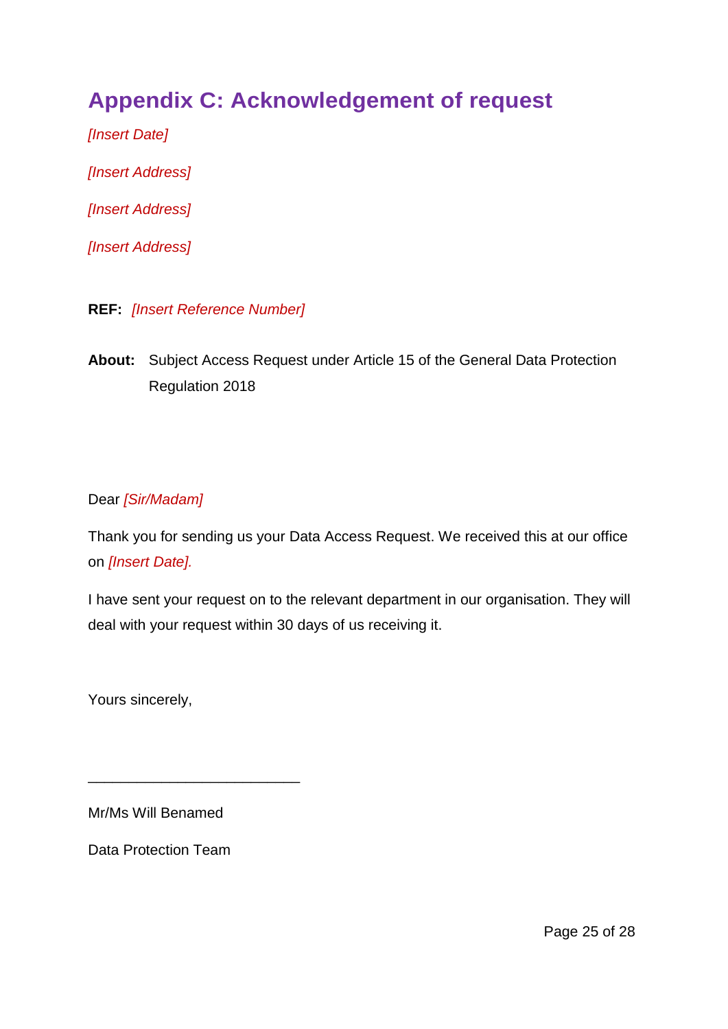# Appendix C: Acknowledgement of request

*[Insert Date]*

*[Insert Address]*

*[Insert Address]*

*[Insert Address]*

**REF:** *[Insert Reference Number]*

**About:** Subject Access Request under Article 15 of the General Data Protection Regulation 2018

Dear *[Sir/Madam]*

Thank you for sending us your Data Access Request. We received this at our office on *[Insert Date].*

I have sent your request on to the relevant department in our organisation. They will deal with your request within 30 days of us receiving it.

Yours sincerely,

\_\_\_\_\_\_\_\_\_\_\_\_\_\_\_\_\_\_\_\_\_\_\_\_\_\_

Mr/Ms Will Benamed

Data Protection Team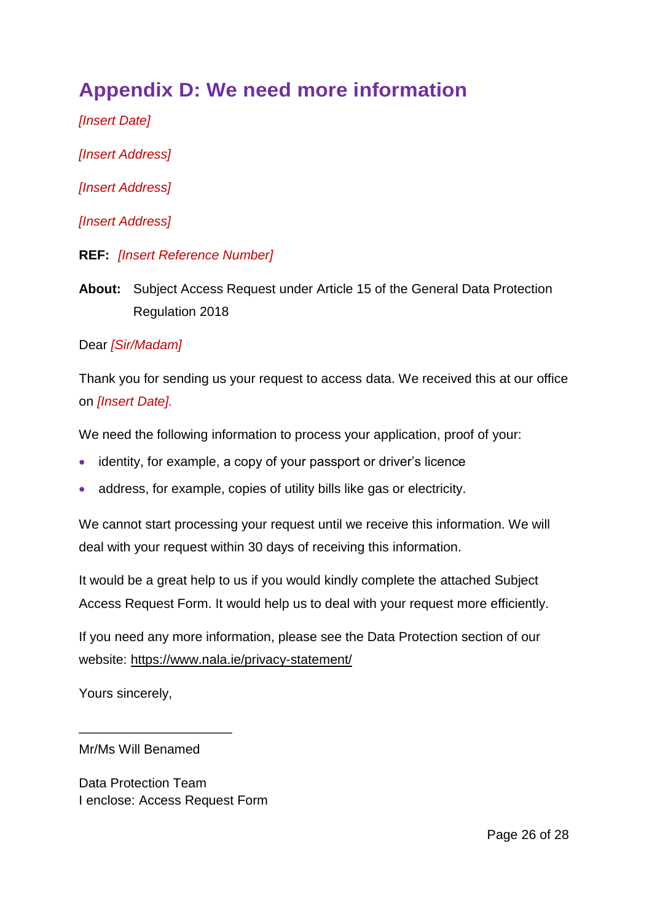# Appendix D: We need more information

*[Insert Date]*

*[Insert Address]*

*[Insert Address]*

*[Insert Address]*

**REF:** *[Insert Reference Number]*

**About:** Subject Access Request under Article 15 of the General Data Protection Regulation 2018

Dear *[Sir/Madam]*

Thank you for sending us your request to access data. We received this at our office on *[Insert Date].*

We need the following information to process your application, proof of your:

- identity, for example, a copy of your passport or driver's licence
- address, for example, copies of utility bills like gas or electricity.

We cannot start processing your request until we receive this information. We will deal with your request within 30 days of receiving this information.

It would be a great help to us if you would kindly complete the attached Subject Access Request Form. It would help us to deal with your request more efficiently.

If you need any more information, please see the Data Protection section of our website: https://www.nala.ie/privacy-statement/

Yours sincerely,

\_\_\_\_\_\_\_\_\_\_\_\_\_\_\_\_\_\_\_\_\_\_

Mr/Ms Will Benamed

Data Protection Team
I enclose: Access Request Form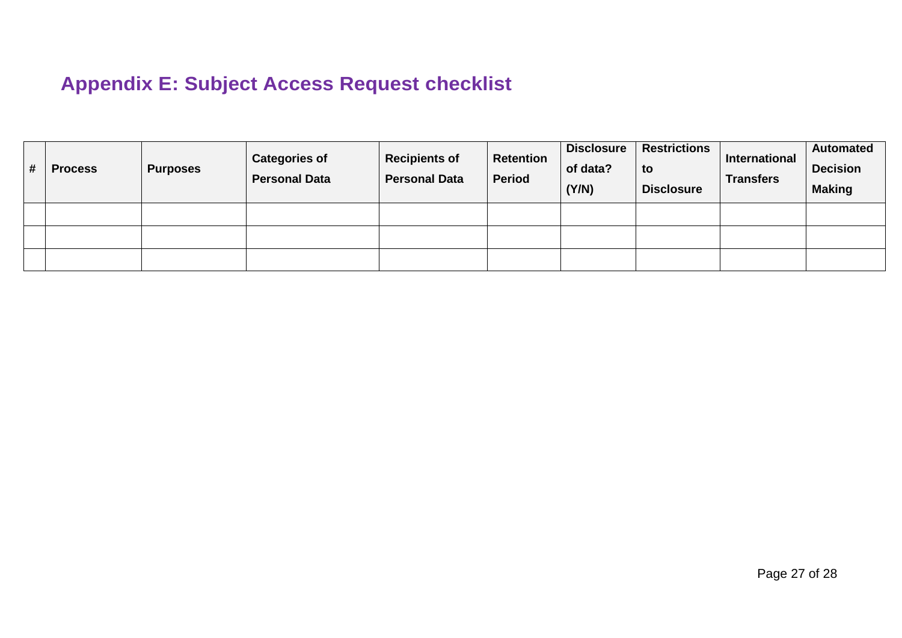## Appendix E: Subject Access Request checklist

| # | Process | Purposes | Categories of Personal Data | Recipients of Personal Data | Retention Period | Disclosure of data? (Y/N) | Restrictions to Disclosure | International Transfers | Automated Decision Making |
|---|---|---|---|---|---|---|---|---|---|
| | | | | | | | | | |
| | | | | | | | | | |
| | | | | | | | | | |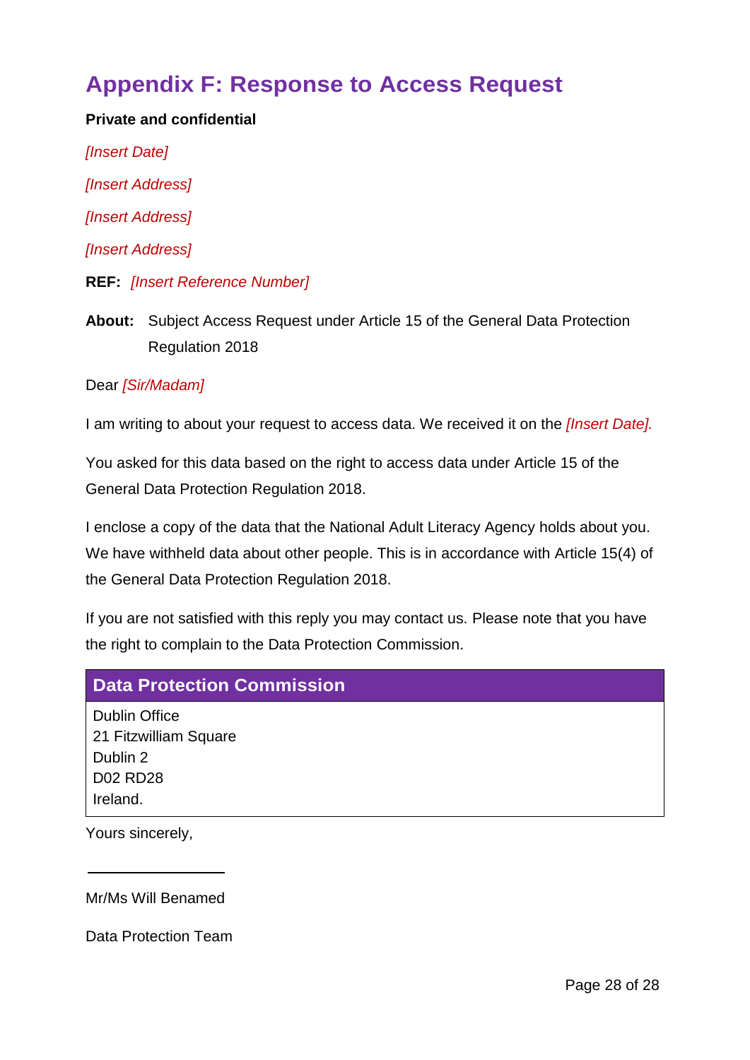# Appendix F: Response to Access Request

**Private and confidential**

*[Insert Date]*

*[Insert Address]*

*[Insert Address]*

*[Insert Address]*

**REF:** *[Insert Reference Number]*

**About:** Subject Access Request under Article 15 of the General Data Protection Regulation 2018

Dear *[Sir/Madam]*

I am writing to about your request to access data. We received it on the *[Insert Date].*

You asked for this data based on the right to access data under Article 15 of the General Data Protection Regulation 2018.

I enclose a copy of the data that the National Adult Literacy Agency holds about you. We have withheld data about other people. This is in accordance with Article 15(4) of the General Data Protection Regulation 2018.

If you are not satisfied with this reply you may contact us. Please note that you have the right to complain to the Data Protection Commission.

| Data Protection Commission |
|---|
| Dublin Office<br>21 Fitzwilliam Square<br>Dublin 2<br>D02 RD28<br>Ireland. |

Yours sincerely,

\_\_\_\_\_\_\_\_\_\_\_\_\_\_\_\_

Mr/Ms Will Benamed

Data Protection Team